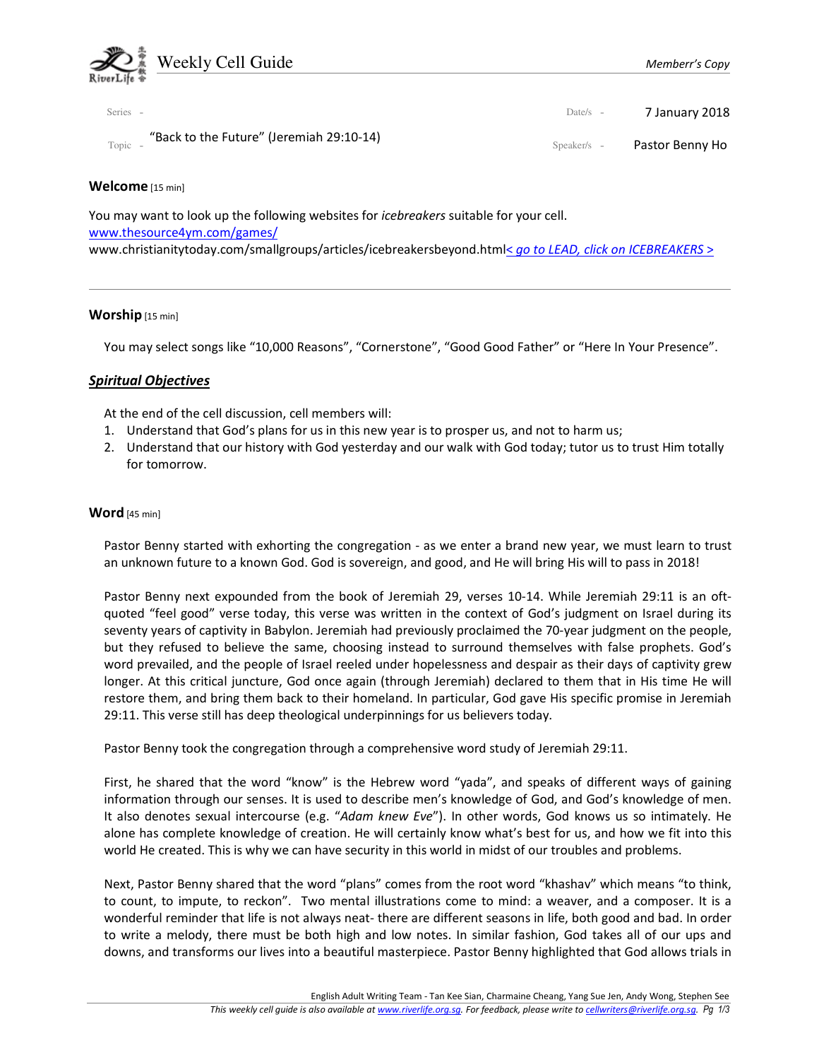# Weekly Cell Guide

*Memberr's Copy*

Series -

Date/s - 7 January 2018

Topic - "Back to the Future" (Jeremiah 29:10-14)

Speaker/s - Pastor Benny Ho

**Welcome** [15 min]

You may want to look up the following websites for *icebreakers* suitable for your cell.
www.thesource4ym.com/games/
www.christianitytoday.com/smallgroups/articles/icebreakersbeyond.html*< go to LEAD, click on ICEBREAKERS >*

---

**Worship** [15 min]

You may select songs like "10,000 Reasons", "Cornerstone", "Good Good Father" or "Here In Your Presence".

***Spiritual Objectives***

At the end of the cell discussion, cell members will:

1. Understand that God's plans for us in this new year is to prosper us, and not to harm us;
2. Understand that our history with God yesterday and our walk with God today; tutor us to trust Him totally for tomorrow.

**Word** [45 min]

Pastor Benny started with exhorting the congregation - as we enter a brand new year, we must learn to trust an unknown future to a known God. God is sovereign, and good, and He will bring His will to pass in 2018!

Pastor Benny next expounded from the book of Jeremiah 29, verses 10-14. While Jeremiah 29:11 is an oft-quoted "feel good" verse today, this verse was written in the context of God's judgment on Israel during its seventy years of captivity in Babylon. Jeremiah had previously proclaimed the 70-year judgment on the people, but they refused to believe the same, choosing instead to surround themselves with false prophets. God's word prevailed, and the people of Israel reeled under hopelessness and despair as their days of captivity grew longer. At this critical juncture, God once again (through Jeremiah) declared to them that in His time He will restore them, and bring them back to their homeland. In particular, God gave His specific promise in Jeremiah 29:11. This verse still has deep theological underpinnings for us believers today.

Pastor Benny took the congregation through a comprehensive word study of Jeremiah 29:11.

First, he shared that the word "know" is the Hebrew word "yada", and speaks of different ways of gaining information through our senses. It is used to describe men's knowledge of God, and God's knowledge of men. It also denotes sexual intercourse (e.g. "*Adam knew Eve*"). In other words, God knows us so intimately. He alone has complete knowledge of creation. He will certainly know what's best for us, and how we fit into this world He created. This is why we can have security in this world in midst of our troubles and problems.

Next, Pastor Benny shared that the word "plans" comes from the root word "khashav" which means "to think, to count, to impute, to reckon". Two mental illustrations come to mind: a weaver, and a composer. It is a wonderful reminder that life is not always neat- there are different seasons in life, both good and bad. In order to write a melody, there must be both high and low notes. In similar fashion, God takes all of our ups and downs, and transforms our lives into a beautiful masterpiece. Pastor Benny highlighted that God allows trials in

English Adult Writing Team - Tan Kee Sian, Charmaine Cheang, Yang Sue Jen, Andy Wong, Stephen See

*This weekly cell guide is also available at www.riverlife.org.sg. For feedback, please write to cellwriters@riverlife.org.sg.*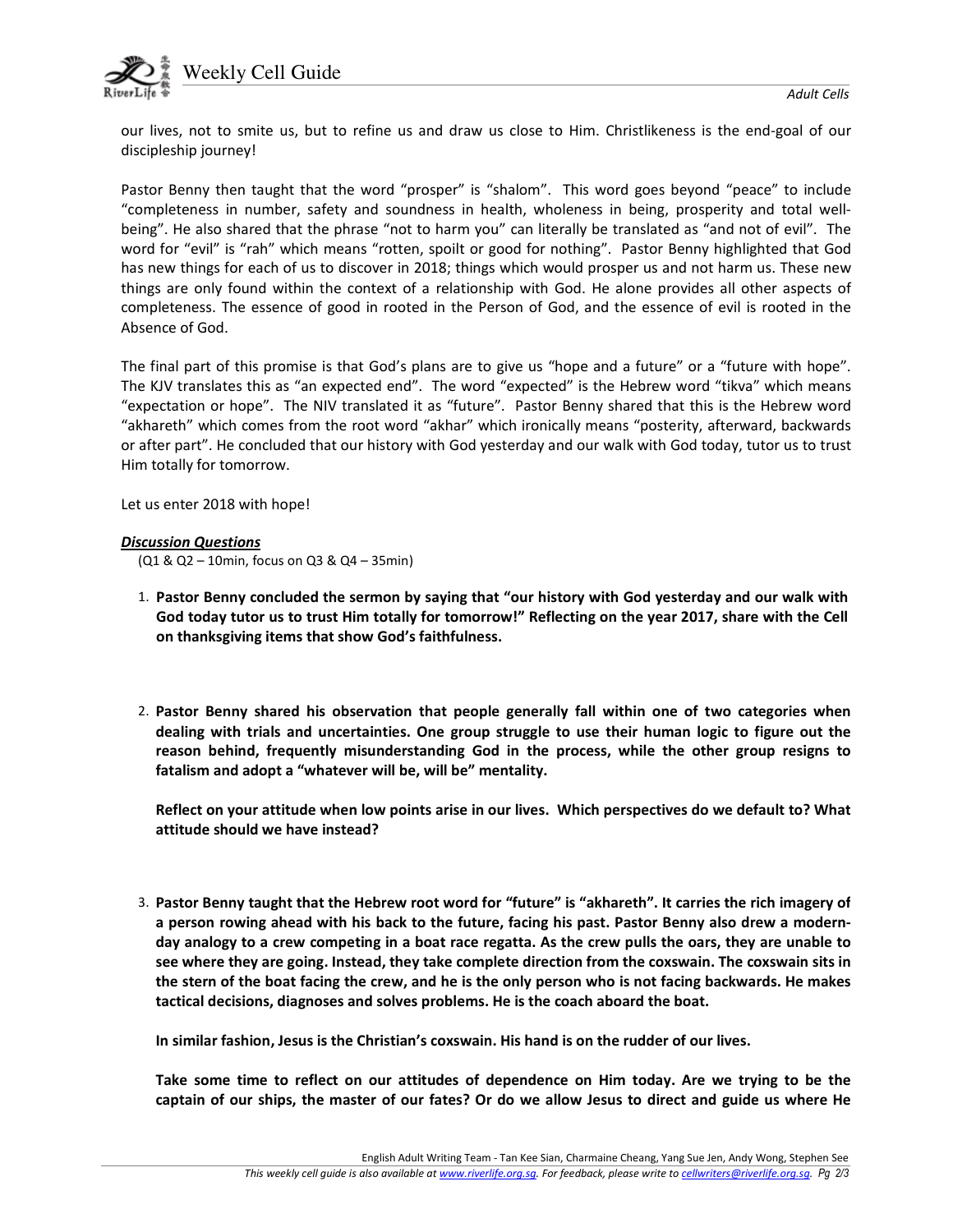our lives, not to smite us, but to refine us and draw us close to Him. Christlikeness is the end-goal of our discipleship journey!

Pastor Benny then taught that the word "prosper" is "shalom". This word goes beyond "peace" to include "completeness in number, safety and soundness in health, wholeness in being, prosperity and total well-being". He also shared that the phrase "not to harm you" can literally be translated as "and not of evil". The word for "evil" is "rah" which means "rotten, spoilt or good for nothing". Pastor Benny highlighted that God has new things for each of us to discover in 2018; things which would prosper us and not harm us. These new things are only found within the context of a relationship with God. He alone provides all other aspects of completeness. The essence of good in rooted in the Person of God, and the essence of evil is rooted in the Absence of God.

The final part of this promise is that God's plans are to give us "hope and a future" or a "future with hope". The KJV translates this as "an expected end". The word "expected" is the Hebrew word "tikva" which means "expectation or hope". The NIV translated it as "future". Pastor Benny shared that this is the Hebrew word "akhareth" which comes from the root word "akhar" which ironically means "posterity, afterward, backwards or after part". He concluded that our history with God yesterday and our walk with God today, tutor us to trust Him totally for tomorrow.

Let us enter 2018 with hope!

***Discussion Questions***

(Q1 & Q2 – 10min, focus on Q3 & Q4 – 35min)

1. **Pastor Benny concluded the sermon by saying that "our history with God yesterday and our walk with God today tutor us to trust Him totally for tomorrow!" Reflecting on the year 2017, share with the Cell on thanksgiving items that show God's faithfulness.**

2. **Pastor Benny shared his observation that people generally fall within one of two categories when dealing with trials and uncertainties. One group struggle to use their human logic to figure out the reason behind, frequently misunderstanding God in the process, while the other group resigns to fatalism and adopt a "whatever will be, will be" mentality.**

   **Reflect on your attitude when low points arise in our lives. Which perspectives do we default to? What attitude should we have instead?**

3. **Pastor Benny taught that the Hebrew root word for "future" is "akhareth". It carries the rich imagery of a person rowing ahead with his back to the future, facing his past. Pastor Benny also drew a modern-day analogy to a crew competing in a boat race regatta. As the crew pulls the oars, they are unable to see where they are going. Instead, they take complete direction from the coxswain. The coxswain sits in the stern of the boat facing the crew, and he is the only person who is not facing backwards. He makes tactical decisions, diagnoses and solves problems. He is the coach aboard the boat.**

   **In similar fashion, Jesus is the Christian's coxswain. His hand is on the rudder of our lives.**

   **Take some time to reflect on our attitudes of dependence on Him today. Are we trying to be the captain of our ships, the master of our fates? Or do we allow Jesus to direct and guide us where He**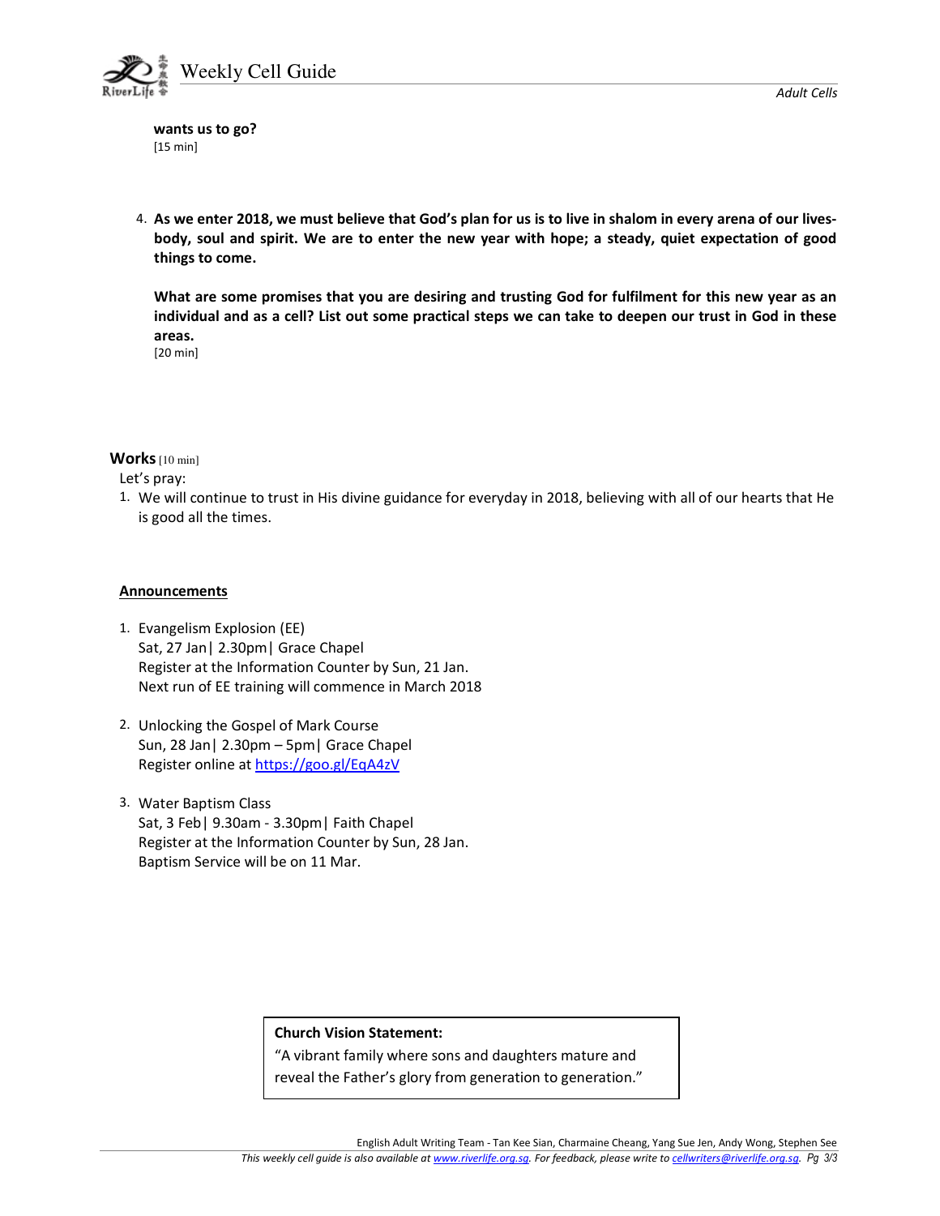**wants us to go?**
[15 min]

4. **As we enter 2018, we must believe that God's plan for us is to live in shalom in every arena of our lives- body, soul and spirit. We are to enter the new year with hope; a steady, quiet expectation of good things to come.**

   **What are some promises that you are desiring and trusting God for fulfilment for this new year as an individual and as a cell? List out some practical steps we can take to deepen our trust in God in these areas.**
   [20 min]

## Works [10 min]

Let's pray:

1. We will continue to trust in His divine guidance for everyday in 2018, believing with all of our hearts that He is good all the times.

### Announcements

1. Evangelism Explosion (EE)
   Sat, 27 Jan| 2.30pm| Grace Chapel
   Register at the Information Counter by Sun, 21 Jan.
   Next run of EE training will commence in March 2018

2. Unlocking the Gospel of Mark Course
   Sun, 28 Jan| 2.30pm – 5pm| Grace Chapel
   Register online at https://goo.gl/EqA4zV

3. Water Baptism Class
   Sat, 3 Feb| 9.30am - 3.30pm| Faith Chapel
   Register at the Information Counter by Sun, 28 Jan.
   Baptism Service will be on 11 Mar.

**Church Vision Statement:**
"A vibrant family where sons and daughters mature and reveal the Father's glory from generation to generation."

English Adult Writing Team - Tan Kee Sian, Charmaine Cheang, Yang Sue Jen, Andy Wong, Stephen See

*This weekly cell guide is also available at www.riverlife.org.sg. For feedback, please write to cellwriters@riverlife.org.sg.*